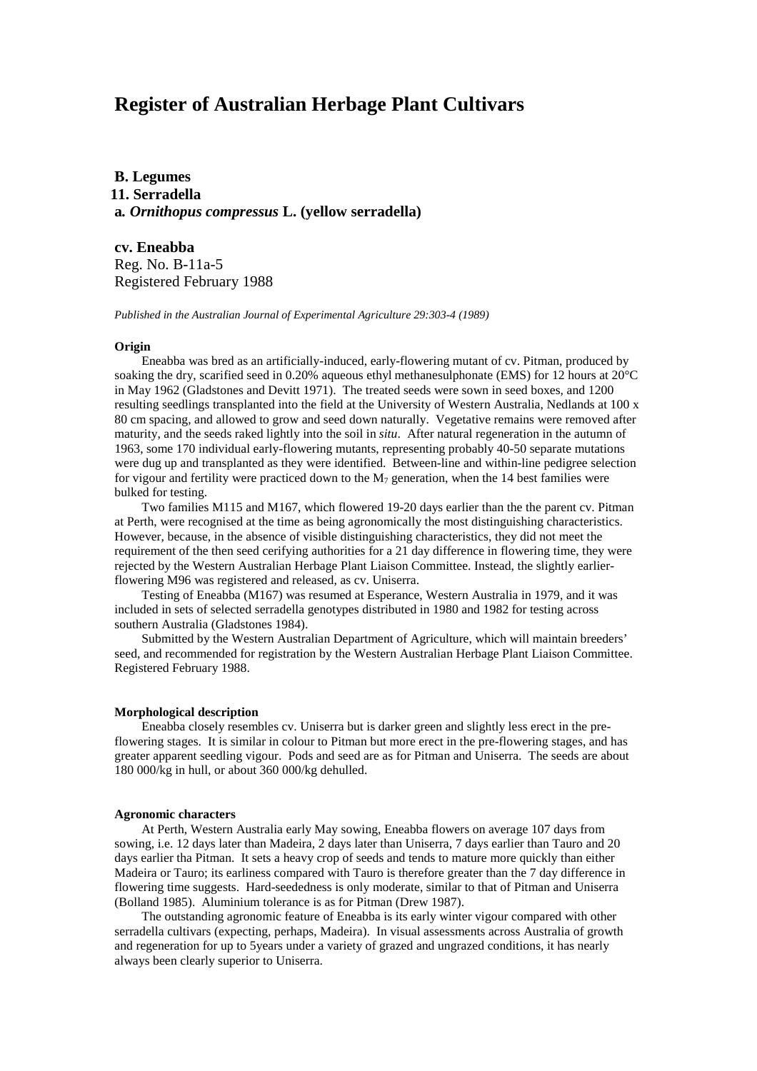# Register of Australian Herbage Plant Cultivars

**B. Legumes**
**11. Serradella**
**a. *Ornithopus compressus* L. (yellow serradella)**

**cv. Eneabba**
Reg. No. B-11a-5
Registered February 1988

*Published in the Australian Journal of Experimental Agriculture 29:303-4 (1989)*

#### Origin

Eneabba was bred as an artificially-induced, early-flowering mutant of cv. Pitman, produced by soaking the dry, scarified seed in 0.20% aqueous ethyl methanesulphonate (EMS) for 12 hours at 20°C in May 1962 (Gladstones and Devitt 1971). The treated seeds were sown in seed boxes, and 1200 resulting seedlings transplanted into the field at the University of Western Australia, Nedlands at 100 x 80 cm spacing, and allowed to grow and seed down naturally. Vegetative remains were removed after maturity, and the seeds raked lightly into the soil in *situ*. After natural regeneration in the autumn of 1963, some 170 individual early-flowering mutants, representing probably 40-50 separate mutations were dug up and transplanted as they were identified. Between-line and within-line pedigree selection for vigour and fertility were practiced down to the $M_7$ generation, when the 14 best families were bulked for testing.

Two families M115 and M167, which flowered 19-20 days earlier than the the parent cv. Pitman at Perth, were recognised at the time as being agronomically the most distinguishing characteristics. However, because, in the absence of visible distinguishing characteristics, they did not meet the requirement of the then seed cerifying authorities for a 21 day difference in flowering time, they were rejected by the Western Australian Herbage Plant Liaison Committee. Instead, the slightly earlier-flowering M96 was registered and released, as cv. Uniserra.

Testing of Eneabba (M167) was resumed at Esperance, Western Australia in 1979, and it was included in sets of selected serradella genotypes distributed in 1980 and 1982 for testing across southern Australia (Gladstones 1984).

Submitted by the Western Australian Department of Agriculture, which will maintain breeders' seed, and recommended for registration by the Western Australian Herbage Plant Liaison Committee. Registered February 1988.

#### Morphological description

Eneabba closely resembles cv. Uniserra but is darker green and slightly less erect in the pre-flowering stages. It is similar in colour to Pitman but more erect in the pre-flowering stages, and has greater apparent seedling vigour. Pods and seed are as for Pitman and Uniserra. The seeds are about 180 000/kg in hull, or about 360 000/kg dehulled.

#### Agronomic characters

At Perth, Western Australia early May sowing, Eneabba flowers on average 107 days from sowing, i.e. 12 days later than Madeira, 2 days later than Uniserra, 7 days earlier than Tauro and 20 days earlier tha Pitman. It sets a heavy crop of seeds and tends to mature more quickly than either Madeira or Tauro; its earliness compared with Tauro is therefore greater than the 7 day difference in flowering time suggests. Hard-seededness is only moderate, similar to that of Pitman and Uniserra (Bolland 1985). Aluminium tolerance is as for Pitman (Drew 1987).

The outstanding agronomic feature of Eneabba is its early winter vigour compared with other serradella cultivars (expecting, perhaps, Madeira). In visual assessments across Australia of growth and regeneration for up to 5years under a variety of grazed and ungrazed conditions, it has nearly always been clearly superior to Uniserra.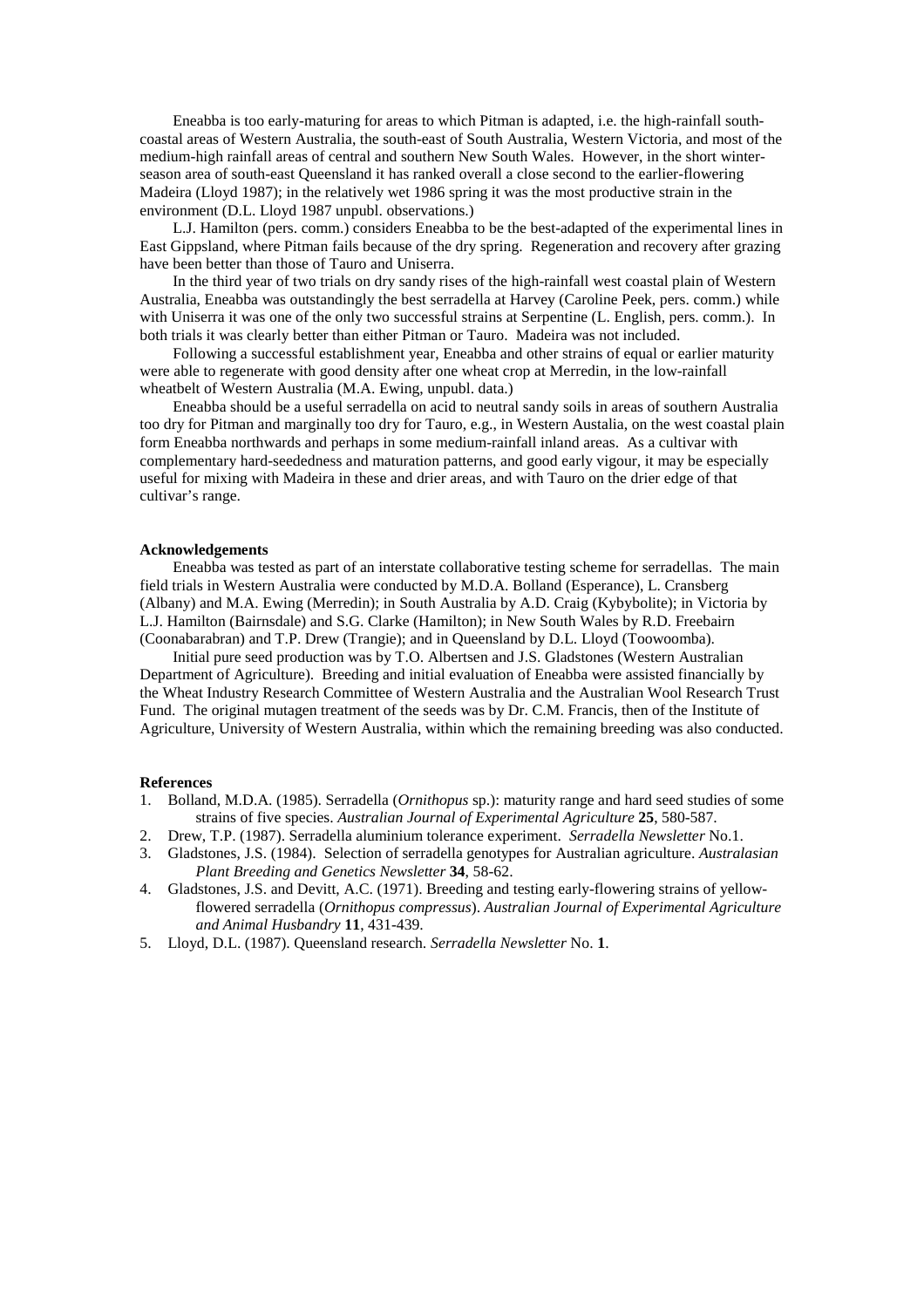Eneabba is too early-maturing for areas to which Pitman is adapted, i.e. the high-rainfall south-coastal areas of Western Australia, the south-east of South Australia, Western Victoria, and most of the medium-high rainfall areas of central and southern New South Wales. However, in the short winter-season area of south-east Queensland it has ranked overall a close second to the earlier-flowering Madeira (Lloyd 1987); in the relatively wet 1986 spring it was the most productive strain in the environment (D.L. Lloyd 1987 unpubl. observations.)

L.J. Hamilton (pers. comm.) considers Eneabba to be the best-adapted of the experimental lines in East Gippsland, where Pitman fails because of the dry spring. Regeneration and recovery after grazing have been better than those of Tauro and Uniserra.

In the third year of two trials on dry sandy rises of the high-rainfall west coastal plain of Western Australia, Eneabba was outstandingly the best serradella at Harvey (Caroline Peek, pers. comm.) while with Uniserra it was one of the only two successful strains at Serpentine (L. English, pers. comm.). In both trials it was clearly better than either Pitman or Tauro. Madeira was not included.

Following a successful establishment year, Eneabba and other strains of equal or earlier maturity were able to regenerate with good density after one wheat crop at Merredin, in the low-rainfall wheatbelt of Western Australia (M.A. Ewing, unpubl. data.)

Eneabba should be a useful serradella on acid to neutral sandy soils in areas of southern Australia too dry for Pitman and marginally too dry for Tauro, e.g., in Western Austalia, on the west coastal plain form Eneabba northwards and perhaps in some medium-rainfall inland areas. As a cultivar with complementary hard-seededness and maturation patterns, and good early vigour, it may be especially useful for mixing with Madeira in these and drier areas, and with Tauro on the drier edge of that cultivar's range.

**Acknowledgements**

Eneabba was tested as part of an interstate collaborative testing scheme for serradellas. The main field trials in Western Australia were conducted by M.D.A. Bolland (Esperance), L. Cransberg (Albany) and M.A. Ewing (Merredin); in South Australia by A.D. Craig (Kybybolite); in Victoria by L.J. Hamilton (Bairnsdale) and S.G. Clarke (Hamilton); in New South Wales by R.D. Freebairn (Coonabarabran) and T.P. Drew (Trangie); and in Queensland by D.L. Lloyd (Toowoomba).

Initial pure seed production was by T.O. Albertsen and J.S. Gladstones (Western Australian Department of Agriculture). Breeding and initial evaluation of Eneabba were assisted financially by the Wheat Industry Research Committee of Western Australia and the Australian Wool Research Trust Fund. The original mutagen treatment of the seeds was by Dr. C.M. Francis, then of the Institute of Agriculture, University of Western Australia, within which the remaining breeding was also conducted.

**References**

1. Bolland, M.D.A. (1985). Serradella (*Ornithopus* sp.): maturity range and hard seed studies of some strains of five species. *Australian Journal of Experimental Agriculture* **25**, 580-587.
2. Drew, T.P. (1987). Serradella aluminium tolerance experiment. *Serradella Newsletter* No.1.
3. Gladstones, J.S. (1984). Selection of serradella genotypes for Australian agriculture. *Australasian Plant Breeding and Genetics Newsletter* **34**, 58-62.
4. Gladstones, J.S. and Devitt, A.C. (1971). Breeding and testing early-flowering strains of yellow-flowered serradella (*Ornithopus compressus*). *Australian Journal of Experimental Agriculture and Animal Husbandry* **11**, 431-439.
5. Lloyd, D.L. (1987). Queensland research. *Serradella Newsletter* No. **1**.